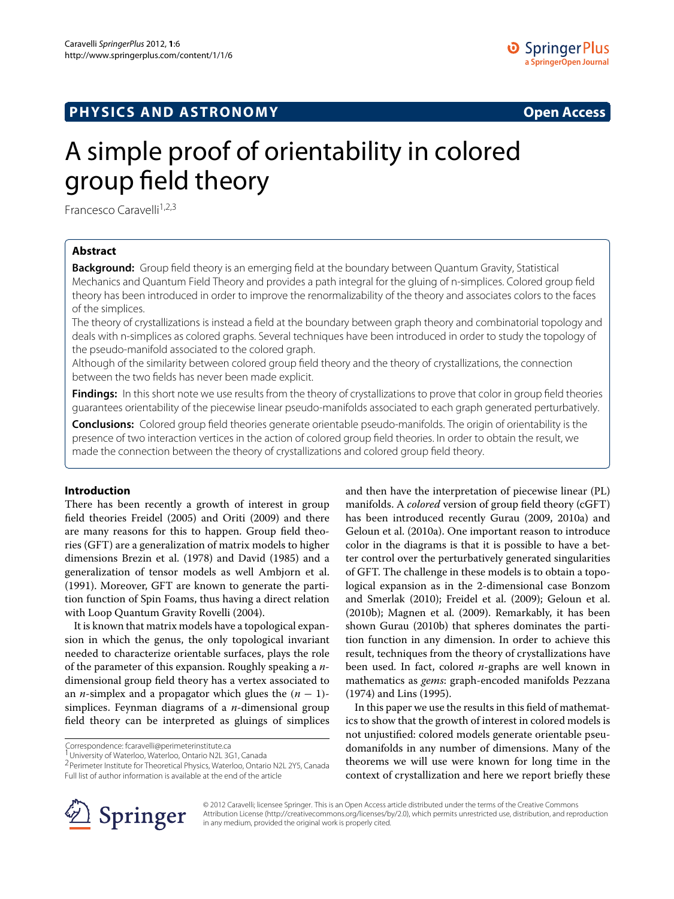**PHYSICS AND ASTRONOMY** **Open Access**

# A simple proof of orientability in colored group field theory

Francesco Caravelli[1,2,3]

## Abstract

**Background:** Group field theory is an emerging field at the boundary between Quantum Gravity, Statistical Mechanics and Quantum Field Theory and provides a path integral for the gluing of n-simplices. Colored group field theory has been introduced in order to improve the renormalizability of the theory and associates colors to the faces of the simplices.

The theory of crystallizations is instead a field at the boundary between graph theory and combinatorial topology and deals with n-simplices as colored graphs. Several techniques have been introduced in order to study the topology of the pseudo-manifold associated to the colored graph.

Although of the similarity between colored group field theory and the theory of crystallizations, the connection between the two fields has never been made explicit.

**Findings:** In this short note we use results from the theory of crystallizations to prove that color in group field theories guarantees orientability of the piecewise linear pseudo-manifolds associated to each graph generated perturbatively.

**Conclusions:** Colored group field theories generate orientable pseudo-manifolds. The origin of orientability is the presence of two interaction vertices in the action of colored group field theories. In order to obtain the result, we made the connection between the theory of crystallizations and colored group field theory.

## Introduction

There has been recently a growth of interest in group field theories Freidel (2005) and Oriti (2009) and there are many reasons for this to happen. Group field theories (GFT) are a generalization of matrix models to higher dimensions Brezin et al. (1978) and David (1985) and a generalization of tensor models as well Ambjorn et al. (1991). Moreover, GFT are known to generate the partition function of Spin Foams, thus having a direct relation with Loop Quantum Gravity Rovelli (2004).

It is known that matrix models have a topological expansion in which the genus, the only topological invariant needed to characterize orientable surfaces, plays the role of the parameter of this expansion. Roughly speaking a $n$-dimensional group field theory has a vertex associated to an $n$-simplex and a propagator which glues the $(n-1)$-simplices. Feynman diagrams of a $n$-dimensional group field theory can be interpreted as gluings of simplices and then have the interpretation of piecewise linear (PL) manifolds. A *colored* version of group field theory (cGFT) has been introduced recently Gurau (2009, 2010a) and Geloun et al. (2010a). One important reason to introduce color in the diagrams is that it is possible to have a better control over the perturbatively generated singularities of GFT. The challenge in these models is to obtain a topological expansion as in the 2-dimensional case Bonzom and Smerlak (2010); Freidel et al. (2009); Geloun et al. (2010b); Magnen et al. (2009). Remarkably, it has been shown Gurau (2010b) that spheres dominates the partition function in any dimension. In order to achieve this result, techniques from the theory of crystallizations have been used. In fact, colored $n$-graphs are well known in mathematics as *gems*: graph-encoded manifolds Pezzana (1974) and Lins (1995).

In this paper we use the results in this field of mathematics to show that the growth of interest in colored models is not unjustified: colored models generate orientable pseudomanifolds in any number of dimensions. Many of the theorems we will use were known for long time in the context of crystallization and here we report briefly these

Correspondence: fcaravelli@perimeterinstitute.ca
[1] University of Waterloo, Waterloo, Ontario N2L 3G1, Canada
[2] Perimeter Institute for Theoretical Physics, Waterloo, Ontario N2L 2Y5, Canada
Full list of author information is available at the end of the article

© 2012 Caravelli; licensee Springer. This is an Open Access article distributed under the terms of the Creative Commons Attribution License (http://creativecommons.org/licenses/by/2.0), which permits unrestricted use, distribution, and reproduction in any medium, provided the original work is properly cited.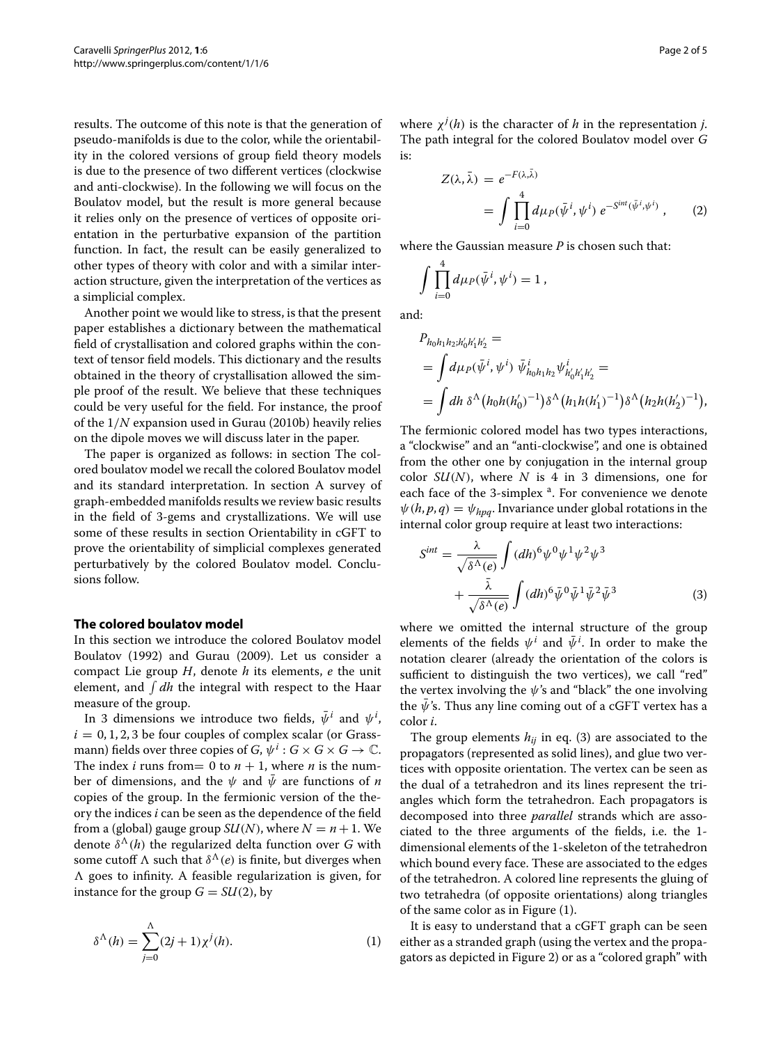results. The outcome of this note is that the generation of pseudo-manifolds is due to the color, while the orientability in the colored versions of group field theory models is due to the presence of two different vertices (clockwise and anti-clockwise). In the following we will focus on the Boulatov model, but the result is more general because it relies only on the presence of vertices of opposite orientation in the perturbative expansion of the partition function. In fact, the result can be easily generalized to other types of theory with color and with a similar interaction structure, given the interpretation of the vertices as a simplicial complex.

Another point we would like to stress, is that the present paper establishes a dictionary between the mathematical field of crystallisation and colored graphs within the context of tensor field models. This dictionary and the results obtained in the theory of crystallisation allowed the simple proof of the result. We believe that these techniques could be very useful for the field. For instance, the proof of the $1/N$ expansion used in Gurau (2010b) heavily relies on the dipole moves we will discuss later in the paper.

The paper is organized as follows: in section The colored boulatov model we recall the colored Boulatov model and its standard interpretation. In section A survey of graph-embedded manifolds results we review basic results in the field of 3-gems and crystallizations. We will use some of these results in section Orientability in cGFT to prove the orientability of simplicial complexes generated perturbatively by the colored Boulatov model. Conclusions follow.

## The colored boulatov model

In this section we introduce the colored Boulatov model Boulatov (1992) and Gurau (2009). Let us consider a compact Lie group $H$, denote $h$ its elements, $e$ the unit element, and $\int dh$ the integral with respect to the Haar measure of the group.

In 3 dimensions we introduce two fields, $\bar{\psi}^i$ and $\psi^i$, $i = 0, 1, 2, 3$ be four couples of complex scalar (or Grassmann) fields over three copies of $G$, $\psi^i : G \times G \times G \to \mathbb{C}$. The index $i$ runs from= 0 to $n + 1$, where $n$ is the number of dimensions, and the $\psi$ and $\bar{\psi}$ are functions of $n$ copies of the group. In the fermionic version of the theory the indices $i$ can be seen as the dependence of the field from a (global) gauge group $SU(N)$, where $N = n + 1$. We denote $\delta^{\Lambda}(h)$ the regularized delta function over $G$ with some cutoff $\Lambda$ such that $\delta^{\Lambda}(e)$ is finite, but diverges when $\Lambda$ goes to infinity. A feasible regularization is given, for instance for the group $G = SU(2)$, by

$$\delta^{\Lambda}(h) = \sum_{j=0}^{\Lambda} (2j + 1)\chi^j(h). \tag{1}$$

where $\chi^j(h)$ is the character of $h$ in the representation $j$. The path integral for the colored Boulatov model over $G$ is:

$$Z(\lambda, \bar{\lambda}) = e^{-F(\lambda,\bar{\lambda})} = \int \prod_{i=0}^{4} d\mu_P(\bar{\psi}^i, \psi^i)\; e^{-S^{int}(\bar{\psi}^i,\psi^i)} , \tag{2}$$

where the Gaussian measure $P$ is chosen such that:

$$\int \prod_{i=0}^{4} d\mu_P(\bar{\psi}^i, \psi^i) = 1 ,$$

and:

$$\begin{aligned}
&P_{h_0h_1h_2;h'_0h'_1h'_2} = \\
&= \int d\mu_P(\bar{\psi}^i, \psi^i)\; \bar{\psi}^i_{h_0h_1h_2}\psi^i_{h'_0h'_1h'_2} = \\
&= \int dh\; \delta^{\Lambda}\big(h_0h(h'_0)^{-1}\big)\delta^{\Lambda}\big(h_1h(h'_1)^{-1}\big)\delta^{\Lambda}\big(h_2h(h'_2)^{-1}\big),
\end{aligned}$$

The fermionic colored model has two types interactions, a "clockwise" and an "anti-clockwise", and one is obtained from the other one by conjugation in the internal group color $SU(N)$, where $N$ is 4 in 3 dimensions, one for each face of the 3-simplex [a]. For convenience we denote $\psi(h, p, q) = \psi_{hpq}$. Invariance under global rotations in the internal color group require at least two interactions:

$$S^{int} = \frac{\lambda}{\sqrt{\delta^{\Lambda}(e)}} \int (dh)^6 \psi^0\psi^1\psi^2\psi^3 + \frac{\bar{\lambda}}{\sqrt{\delta^{\Lambda}(e)}} \int (dh)^6 \bar{\psi}^0\bar{\psi}^1\bar{\psi}^2\bar{\psi}^3 \tag{3}$$

where we omitted the internal structure of the group elements of the fields $\psi^i$ and $\bar{\psi}^i$. In order to make the notation clearer (already the orientation of the colors is sufficient to distinguish the two vertices), we call "red" the vertex involving the $\psi$'s and "black" the one involving the $\bar{\psi}$'s. Thus any line coming out of a cGFT vertex has a color $i$.

The group elements $h_{ij}$ in eq. (3) are associated to the propagators (represented as solid lines), and glue two vertices with opposite orientation. The vertex can be seen as the dual of a tetrahedron and its lines represent the triangles which form the tetrahedron. Each propagators is decomposed into three *parallel* strands which are associated to the three arguments of the fields, i.e. the 1-dimensional elements of the 1-skeleton of the tetrahedron which bound every face. These are associated to the edges of the tetrahedron. A colored line represents the gluing of two tetrahedra (of opposite orientations) along triangles of the same color as in Figure (1).

It is easy to understand that a cGFT graph can be seen either as a stranded graph (using the vertex and the propagators as depicted in Figure 2) or as a "colored graph" with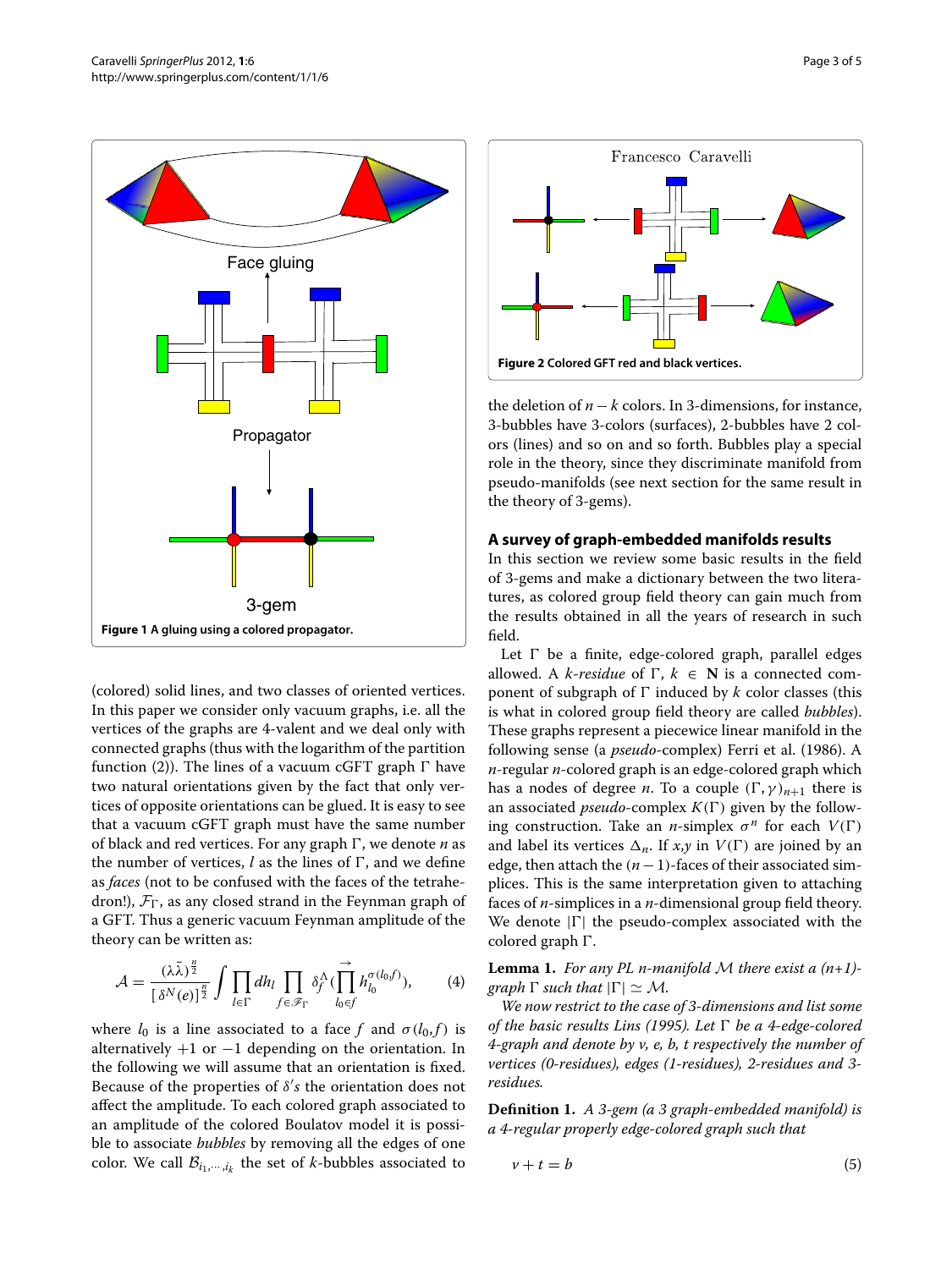**Figure 1 A gluing using a colored propagator.**

**Figure 2 Colored GFT red and black vertices.**

(colored) solid lines, and two classes of oriented vertices. In this paper we consider only vacuum graphs, i.e. all the vertices of the graphs are 4-valent and we deal only with connected graphs (thus with the logarithm of the partition function (2)). The lines of a vacuum cGFT graph $\Gamma$ have two natural orientations given by the fact that only vertices of opposite orientations can be glued. It is easy to see that a vacuum cGFT graph must have the same number of black and red vertices. For any graph $\Gamma$, we denote $n$ as the number of vertices, $l$ as the lines of $\Gamma$, and we define as *faces* (not to be confused with the faces of the tetrahedron!), $\mathcal{F}_\Gamma$, as any closed strand in the Feynman graph of a GFT. Thus a generic vacuum Feynman amplitude of the theory can be written as:

$$\mathcal{A} = \frac{(\lambda\bar{\lambda})^{\frac{n}{2}}}{[\delta^N(e)]^{\frac{n}{2}}} \int \prod_{l\in\Gamma} dh_l \prod_{f\in\mathscr{F}_\Gamma} \delta_f^\Lambda\left(\overrightarrow{\prod_{l_0\in f}} h_{l_0}^{\sigma(l_0,f)}\right), \tag{4}$$

where $l_0$ is a line associated to a face $f$ and $\sigma(l_0, f)$ is alternatively $+1$ or $-1$ depending on the orientation. In the following we will assume that an orientation is fixed. Because of the properties of $\delta'$s the orientation does not affect the amplitude. To each colored graph associated to an amplitude of the colored Boulatov model it is possible to associate *bubbles* by removing all the edges of one color. We call $\mathcal{B}_{i_1,\cdots,i_k}$ the set of $k$-bubbles associated to the deletion of $n-k$ colors. In 3-dimensions, for instance, 3-bubbles have 3-colors (surfaces), 2-bubbles have 2 colors (lines) and so on and so forth. Bubbles play a special role in the theory, since they discriminate manifold from pseudo-manifolds (see next section for the same result in the theory of 3-gems).

## A survey of graph-embedded manifolds results

In this section we review some basic results in the field of 3-gems and make a dictionary between the two literatures, as colored group field theory can gain much from the results obtained in all the years of research in such field.

Let $\Gamma$ be a finite, edge-colored graph, parallel edges allowed. A *k-residue* of $\Gamma$, $k \in \mathbf{N}$ is a connected component of subgraph of $\Gamma$ induced by $k$ color classes (this is what in colored group field theory are called *bubbles*). These graphs represent a piecewise linear manifold in the following sense (a *pseudo*-complex) Ferri et al. (1986). A $n$-regular $n$-colored graph is an edge-colored graph which has a nodes of degree $n$. To a couple $(\Gamma, \gamma)_{n+1}$ there is an associated *pseudo*-complex $K(\Gamma)$ given by the following construction. Take an $n$-simplex $\sigma^n$ for each $V(\Gamma)$ and label its vertices $\Delta_n$. If $x$,$y$ in $V(\Gamma)$ are joined by an edge, then attach the $(n-1)$-faces of their associated simplices. This is the same interpretation given to attaching faces of $n$-simplices in a $n$-dimensional group field theory. We denote $|\Gamma|$ the pseudo-complex associated with the colored graph $\Gamma$.

**Lemma 1.** *For any PL n-manifold $\mathcal{M}$ there exist a (n+1)-graph $\Gamma$ such that $|\Gamma| \simeq \mathcal{M}$.*

*We now restrict to the case of 3-dimensions and list some of the basic results Lins (1995). Let $\Gamma$ be a 4-edge-colored 4-graph and denote by v, e, b, t respectively the number of vertices (0-residues), edges (1-residues), 2-residues and 3-residues.*

**Definition 1.** *A 3-gem (a 3 graph-embedded manifold) is a 4-regular properly edge-colored graph such that*

$$v + t = b \tag{5}$$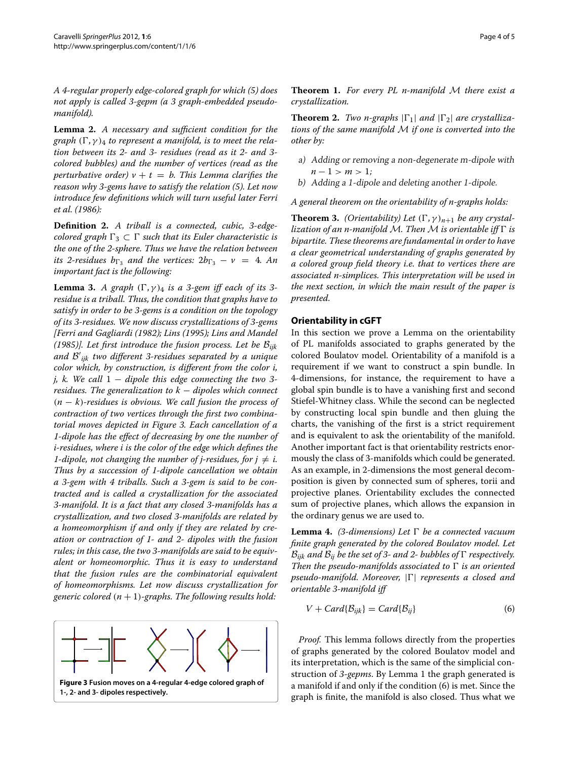*A 4-regular properly edge-colored graph for which (5) does not apply is called 3-gepm (a 3 graph-embedded pseudo-manifold).*

**Lemma 2.** *A necessary and sufficient condition for the graph $(\Gamma, \gamma)_4$ to represent a manifold, is to meet the relation between its 2- and 3- residues (read as it 2- and 3-colored bubbles) and the number of vertices (read as the perturbative order) $v + t = b$. This Lemma clarifies the reason why 3-gems have to satisfy the relation (5). Let now introduce few definitions which will turn useful later Ferri et al. (1986):*

**Definition 2.** *A triball is a connected, cubic, 3-edge-colored graph $\Gamma_3 \subset \Gamma$ such that its Euler characteristic is the one of the 2-sphere. Thus we have the relation between its 2-residues $b_{\Gamma_3}$ and the vertices: $2b_{\Gamma_3} - v = 4$. An important fact is the following:*

**Lemma 3.** *A graph $(\Gamma, \gamma)_4$ is a 3-gem iff each of its 3-residue is a triball. Thus, the condition that graphs have to satisfy in order to be 3-gems is a condition on the topology of its 3-residues. We now discuss crystallizations of 3-gems [Ferri and Gagliardi (1982); Lins (1995); Lins and Mandel (1985)]. Let first introduce the fusion process. Let be $\mathcal{B}_{ijk}$ and $\mathcal{B}'_{ijk}$ two different 3-residues separated by a unique color which, by construction, is different from the color i, j, k. We call $1-$ dipole this edge connecting the two 3-residues. The generalization to $k-$ dipoles which connect $(n-k)$-residues is obvious. We call fusion the process of contraction of two vertices through the first two combinatorial moves depicted in Figure 3. Each cancellation of a 1-dipole has the effect of decreasing by one the number of i-residues, where i is the color of the edge which defines the 1-dipole, not changing the number of j-residues, for $j \neq i$. Thus by a succession of 1-dipole cancellation we obtain a 3-gem with 4 triballs. Such a 3-gem is said to be contracted and is called a crystallization for the associated 3-manifold. It is a fact that any closed 3-manifolds has a crystallization, and two closed 3-manifolds are related by a homeomorphism if and only if they are related by creation or contraction of 1- and 2- dipoles with the fusion rules; in this case, the two 3-manifolds are said to be equivalent or homeomorphic. Thus it is easy to understand that the fusion rules are the combinatorial equivalent of homeomorphisms. Let now discuss crystallization for generic colored $(n+1)$-graphs. The following results hold:*

**Figure 3** **Fusion moves on a 4-regular 4-edge colored graph of 1-, 2- and 3- dipoles respectively.**

**Theorem 1.** *For every PL n-manifold $\mathcal{M}$ there exist a crystallization.*

**Theorem 2.** *Two n-graphs $|\Gamma_1|$ and $|\Gamma_2|$ are crystallizations of the same manifold $\mathcal{M}$ if one is converted into the other by:*

*a) Adding or removing a non-degenerate m-dipole with $n - 1 > m > 1$;*

*b) Adding a 1-dipole and deleting another 1-dipole.*

*A general theorem on the orientability of n-graphs holds:*

**Theorem 3.** *(Orientability) Let $(\Gamma, \gamma)_{n+1}$ be any crystallization of an n-manifold $\mathcal{M}$. Then $\mathcal{M}$ is orientable iff $\Gamma$ is bipartite. These theorems are fundamental in order to have a clear geometrical understanding of graphs generated by a colored group field theory i.e. that to vertices there are associated n-simplices. This interpretation will be used in the next section, in which the main result of the paper is presented.*

## Orientability in cGFT

In this section we prove a Lemma on the orientability of PL manifolds associated to graphs generated by the colored Boulatov model. Orientability of a manifold is a requirement if we want to construct a spin bundle. In 4-dimensions, for instance, the requirement to have a global spin bundle is to have a vanishing first and second Stiefel-Whitney class. While the second can be neglected by constructing local spin bundle and then gluing the charts, the vanishing of the first is a strict requirement and is equivalent to ask the orientability of the manifold. Another important fact is that orientability restricts enormously the class of 3-manifolds which could be generated. As an example, in 2-dimensions the most general decomposition is given by connected sum of spheres, torii and projective planes. Orientability excludes the connected sum of projective planes, which allows the expansion in the ordinary genus we are used to.

**Lemma 4.** *(3-dimensions) Let $\Gamma$ be a connected vacuum finite graph generated by the colored Boulatov model. Let $\mathcal{B}_{ijk}$ and $\mathcal{B}_{ij}$ be the set of 3- and 2- bubbles of $\Gamma$ respectively. Then the pseudo-manifolds associated to $\Gamma$ is an oriented pseudo-manifold. Moreover, $|\Gamma|$ represents a closed and orientable 3-manifold iff*

$$V + Card\{\mathcal{B}_{ijk}\} = Card\{\mathcal{B}_{ij}\} \tag{6}$$

*Proof.* This lemma follows directly from the properties of graphs generated by the colored Boulatov model and its interpretation, which is the same of the simplicial construction of *3-gepms*. By Lemma 1 the graph generated is a manifold if and only if the condition (6) is met. Since the graph is finite, the manifold is also closed. Thus what we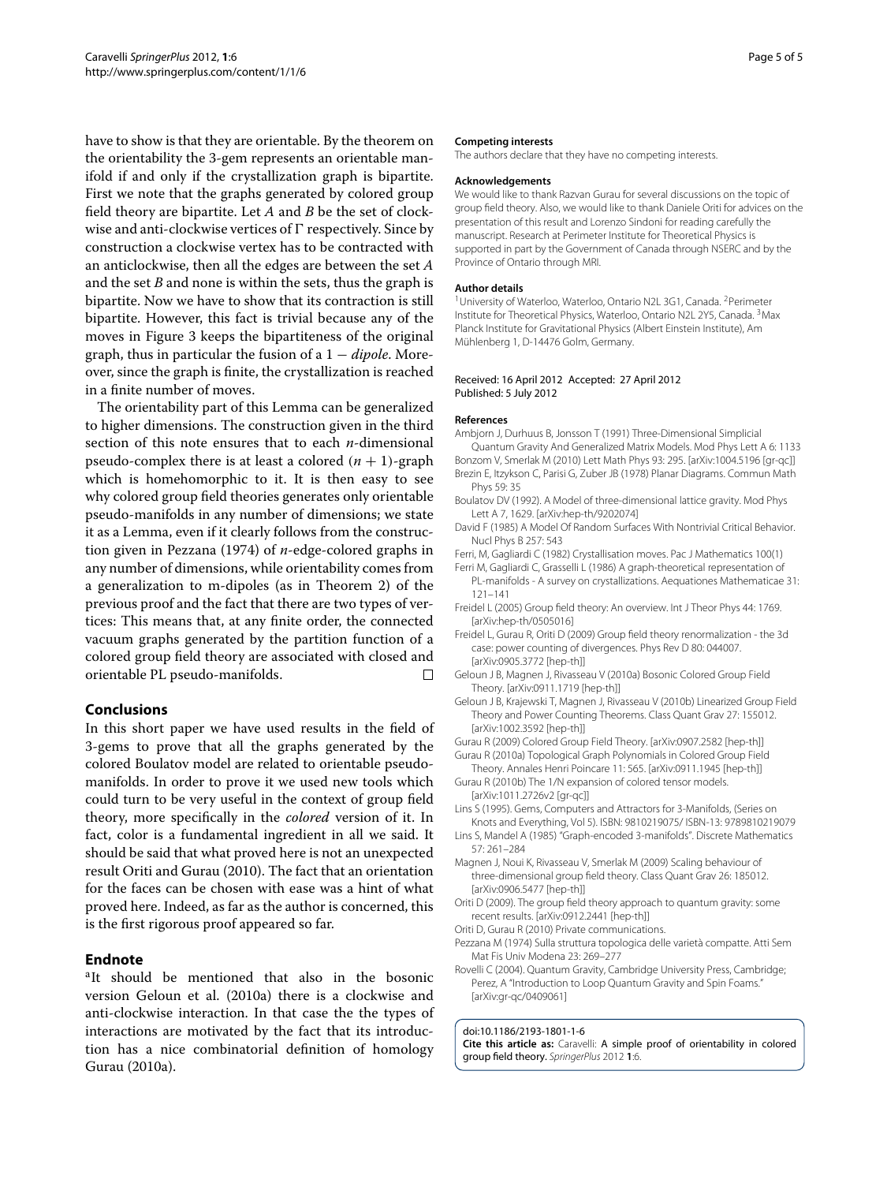have to show is that they are orientable. By the theorem on the orientability the 3-gem represents an orientable manifold if and only if the crystallization graph is bipartite. First we note that the graphs generated by colored group field theory are bipartite. Let $A$ and $B$ be the set of clockwise and anti-clockwise vertices of $\Gamma$ respectively. Since by construction a clockwise vertex has to be contracted with an anticlockwise, then all the edges are between the set $A$ and the set $B$ and none is within the sets, thus the graph is bipartite. Now we have to show that its contraction is still bipartite. However, this fact is trivial because any of the moves in Figure 3 keeps the bipartiteness of the original graph, thus in particular the fusion of a $1 - dipole$. Moreover, since the graph is finite, the crystallization is reached in a finite number of moves.

The orientability part of this Lemma can be generalized to higher dimensions. The construction given in the third section of this note ensures that to each $n$-dimensional pseudo-complex there is at least a colored $(n+1)$-graph which is homehomorphic to it. It is then easy to see why colored group field theories generates only orientable pseudo-manifolds in any number of dimensions; we state it as a Lemma, even if it clearly follows from the construction given in Pezzana (1974) of $n$-edge-colored graphs in any number of dimensions, while orientability comes from a generalization to m-dipoles (as in Theorem 2) of the previous proof and the fact that there are two types of vertices: This means that, at any finite order, the connected vacuum graphs generated by the partition function of a colored group field theory are associated with closed and orientable PL pseudo-manifolds. □

## Conclusions

In this short paper we have used results in the field of 3-gems to prove that all the graphs generated by the colored Boulatov model are related to orientable pseudo-manifolds. In order to prove it we used new tools which could turn to be very useful in the context of group field theory, more specifically in the *colored* version of it. In fact, color is a fundamental ingredient in all we said. It should be said that what proved here is not an unexpected result Oriti and Gurau (2010). The fact that an orientation for the faces can be chosen with ease was a hint of what proved here. Indeed, as far as the author is concerned, this is the first rigorous proof appeared so far.

## Endnote

[a]It should be mentioned that also in the bosonic version Geloun et al. (2010a) there is a clockwise and anti-clockwise interaction. In that case the the types of interactions are motivated by the fact that its introduction has a nice combinatorial definition of homology Gurau (2010a).

#### Competing interests

The authors declare that they have no competing interests.

#### Acknowledgements

We would like to thank Razvan Gurau for several discussions on the topic of group field theory. Also, we would like to thank Daniele Oriti for advices on the presentation of this result and Lorenzo Sindoni for reading carefully the manuscript. Research at Perimeter Institute for Theoretical Physics is supported in part by the Government of Canada through NSERC and by the Province of Ontario through MRI.

#### Author details

[1]University of Waterloo, Waterloo, Ontario N2L 3G1, Canada. [2]Perimeter Institute for Theoretical Physics, Waterloo, Ontario N2L 2Y5, Canada. [3]Max Planck Institute for Gravitational Physics (Albert Einstein Institute), Am Mühlenberg 1, D-14476 Golm, Germany.

Received: 16 April 2012 Accepted: 27 April 2012
Published: 5 July 2012

#### References

- Ambjorn J, Durhuus B, Jonsson T (1991) Three-Dimensional Simplicial Quantum Gravity And Generalized Matrix Models. Mod Phys Lett A 6: 1133
- Bonzom V, Smerlak M (2010) Lett Math Phys 93: 295. [arXiv:1004.5196 [gr-qc]]
- Brezin E, Itzykson C, Parisi G, Zuber JB (1978) Planar Diagrams. Commun Math Phys 59: 35
- Boulatov DV (1992). A Model of three-dimensional lattice gravity. Mod Phys Lett A 7, 1629. [arXiv:hep-th/9202074]
- David F (1985) A Model Of Random Surfaces With Nontrivial Critical Behavior. Nucl Phys B 257: 543
- Ferri, M, Gagliardi C (1982) Crystallisation moves. Pac J Mathematics 100(1)
- Ferri M, Gagliardi C, Grasselli L (1986) A graph-theoretical representation of PL-manifolds - A survey on crystallizations. Aequationes Mathematicae 31: 121–141
- Freidel L (2005) Group field theory: An overview. Int J Theor Phys 44: 1769. [arXiv:hep-th/0505016]
- Freidel L, Gurau R, Oriti D (2009) Group field theory renormalization - the 3d case: power counting of divergences. Phys Rev D 80: 044007. [arXiv:0905.3772 [hep-th]]
- Geloun J B, Magnen J, Rivasseau V (2010a) Bosonic Colored Group Field Theory. [arXiv:0911.1719 [hep-th]]
- Geloun J B, Krajewski T, Magnen J, Rivasseau V (2010b) Linearized Group Field Theory and Power Counting Theorems. Class Quant Grav 27: 155012. [arXiv:1002.3592 [hep-th]]
- Gurau R (2009) Colored Group Field Theory. [arXiv:0907.2582 [hep-th]]
- Gurau R (2010a) Topological Graph Polynomials in Colored Group Field Theory. Annales Henri Poincare 11: 565. [arXiv:0911.1945 [hep-th]]
- Gurau R (2010b) The 1/N expansion of colored tensor models. [arXiv:1011.2726v2 [gr-qc]]
- Lins S (1995). Gems, Computers and Attractors for 3-Manifolds, (Series on Knots and Everything, Vol 5). ISBN: 9810219075/ ISBN-13: 9789810219079
- Lins S, Mandel A (1985) "Graph-encoded 3-manifolds". Discrete Mathematics 57: 261–284
- Magnen J, Noui K, Rivasseau V, Smerlak M (2009) Scaling behaviour of three-dimensional group field theory. Class Quant Grav 26: 185012. [arXiv:0906.5477 [hep-th]]
- Oriti D (2009). The group field theory approach to quantum gravity: some recent results. [arXiv:0912.2441 [hep-th]]
- Oriti D, Gurau R (2010) Private communications.
- Pezzana M (1974) Sulla struttura topologica delle varietà compatte. Atti Sem Mat Fis Univ Modena 23: 269–277
- Rovelli C (2004). Quantum Gravity, Cambridge University Press, Cambridge; Perez, A "Introduction to Loop Quantum Gravity and Spin Foams." [arXiv:gr-qc/0409061]

doi:10.1186/2193-1801-1-6
**Cite this article as:** Caravelli: A simple proof of orientability in colored group field theory. *SpringerPlus* 2012 **1**:6.